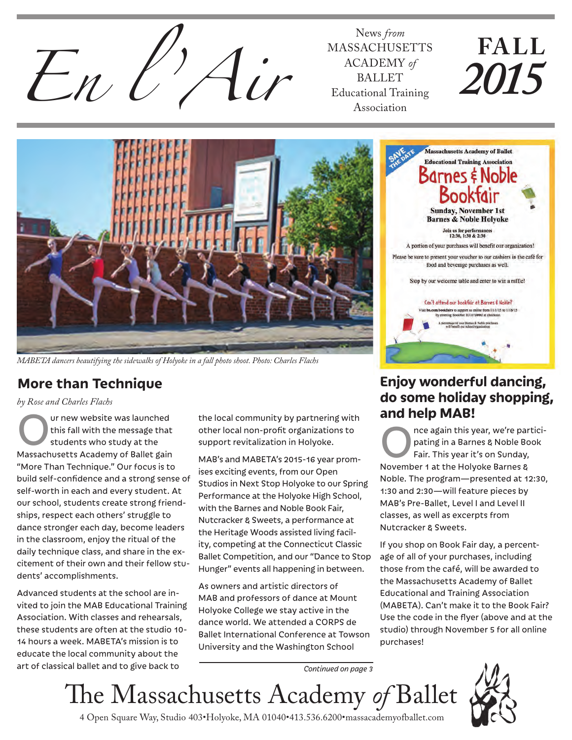# En l'Air

News *from* MASSACHUSETTS ACADEMY *of* BALLET Educational Training Association

**FALL 2015**

*MABETA dancers beautifying the sidewalks of Holyoke in a fall photo shoot. Photo: Charles Flachs*

Massachusetts Academy of Ballet Educational Training Association

SAVE THE DATE

Barnes & Noble Bookfair

Sunday, November 1st
Barnes & Noble Holyoke

Join us for performances
12:30, 1:30 & 2:30

A portion of your purchases will benefit our organization!

Please be sure to present your voucher to our cashiers in the café for food and beverage purchases as well.

Stop by our welcome table and enter to win a raffle!

Can't attend our bookfair at Barnes & Noble?

Visit bn.com/bookfairs to support us online from 11/1/15 to 11/6/15 by entering Bookfair ID 11720992 at checkout.

A percentage of your Barnes & Noble purchases will benefit our school/organization

## More than Technique

*by Rose and Charles Flachs*

Our new website was launched this fall with the message that students who study at the Massachusetts Academy of Ballet gain "More Than Technique." Our focus is to build self-confidence and a strong sense of self-worth in each and every student. At our school, students create strong friendships, respect each others' struggle to dance stronger each day, become leaders in the classroom, enjoy the ritual of the daily technique class, and share in the excitement of their own and their fellow students' accomplishments.

Advanced students at the school are invited to join the MAB Educational Training Association. With classes and rehearsals, these students are often at the studio 10-14 hours a week. MABETA's mission is to educate the local community about the art of classical ballet and to give back to the local community by partnering with other local non-profit organizations to support revitalization in Holyoke.

MAB's and MABETA's 2015-16 year promises exciting events, from our Open Studios in Next Stop Holyoke to our Spring Performance at the Holyoke High School, with the Barnes and Noble Book Fair, Nutcracker & Sweets, a performance at the Heritage Woods assisted living facility, competing at the Connecticut Classic Ballet Competition, and our "Dance to Stop Hunger" events all happening in between.

As owners and artistic directors of MAB and professors of dance at Mount Holyoke College we stay active in the dance world. We attended a CORPS de Ballet International Conference at Towson University and the Washington School

*Continued on page 3*

## Enjoy wonderful dancing, do some holiday shopping, and help MAB!

Once again this year, we're participating in a Barnes & Noble Book Fair. This year it's on Sunday, November 1 at the Holyoke Barnes & Noble. The program—presented at 12:30, 1:30 and 2:30—will feature pieces by MAB's Pre-Ballet, Level I and Level II classes, as well as excerpts from Nutcracker & Sweets.

If you shop on Book Fair day, a percentage of all of your purchases, including those from the café, will be awarded to the Massachusetts Academy of Ballet Educational and Training Association (MABETA). Can't make it to the Book Fair? Use the code in the flyer (above and at the studio) through November 5 for all online purchases!

The Massachusetts Academy *of* Ballet

4 Open Square Way, Studio 403•Holyoke, MA 01040•413.536.6200•massacademyofballet.com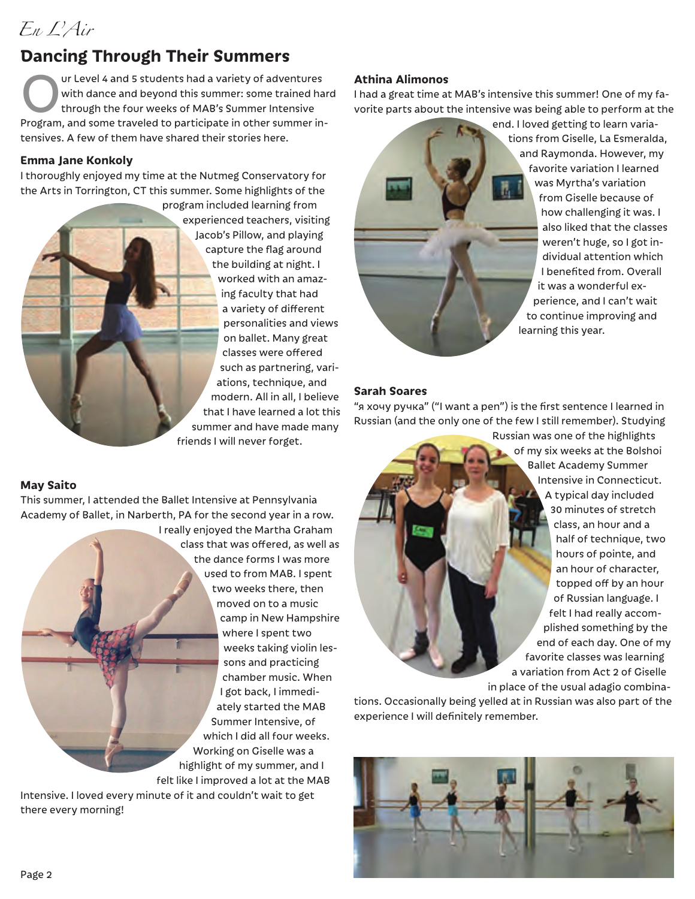*En L'Air*

# Dancing Through Their Summers

Our Level 4 and 5 students had a variety of adventures with dance and beyond this summer: some trained hard through the four weeks of MAB's Summer Intensive Program, and some traveled to participate in other summer intensives. A few of them have shared their stories here.

### Emma Jane Konkoly

I thoroughly enjoyed my time at the Nutmeg Conservatory for the Arts in Torrington, CT this summer. Some highlights of the program included learning from experienced teachers, visiting Jacob's Pillow, and playing capture the flag around the building at night. I worked with an amazing faculty that had a variety of different personalities and views on ballet. Many great classes were offered such as partnering, variations, technique, and modern. All in all, I believe that I have learned a lot this summer and have made many friends I will never forget.

### May Saito

This summer, I attended the Ballet Intensive at Pennsylvania Academy of Ballet, in Narberth, PA for the second year in a row. I really enjoyed the Martha Graham class that was offered, as well as the dance forms I was more used to from MAB. I spent two weeks there, then moved on to a music camp in New Hampshire where I spent two weeks taking violin lessons and practicing chamber music. When I got back, I immediately started the MAB Summer Intensive, of which I did all four weeks. Working on Giselle was a highlight of my summer, and I felt like I improved a lot at the MAB Intensive. I loved every minute of it and couldn't wait to get there every morning!

### Athina Alimonos

I had a great time at MAB's intensive this summer! One of my favorite parts about the intensive was being able to perform at the end. I loved getting to learn variations from Giselle, La Esmeralda, and Raymonda. However, my favorite variation I learned was Myrtha's variation from Giselle because of how challenging it was. I also liked that the classes weren't huge, so I got individual attention which I benefited from. Overall it was a wonderful experience, and I can't wait to continue improving and learning this year.

### Sarah Soares

"я хочу ручка" ("I want a pen") is the first sentence I learned in Russian (and the only one of the few I still remember). Studying Russian was one of the highlights of my six weeks at the Bolshoi Ballet Academy Summer Intensive in Connecticut. A typical day included 30 minutes of stretch class, an hour and a half of technique, two hours of pointe, and an hour of character, topped off by an hour of Russian language. I felt I had really accomplished something by the end of each day. One of my favorite classes was learning a variation from Act 2 of Giselle in place of the usual adagio combinations. Occasionally being yelled at in Russian was also part of the experience I will definitely remember.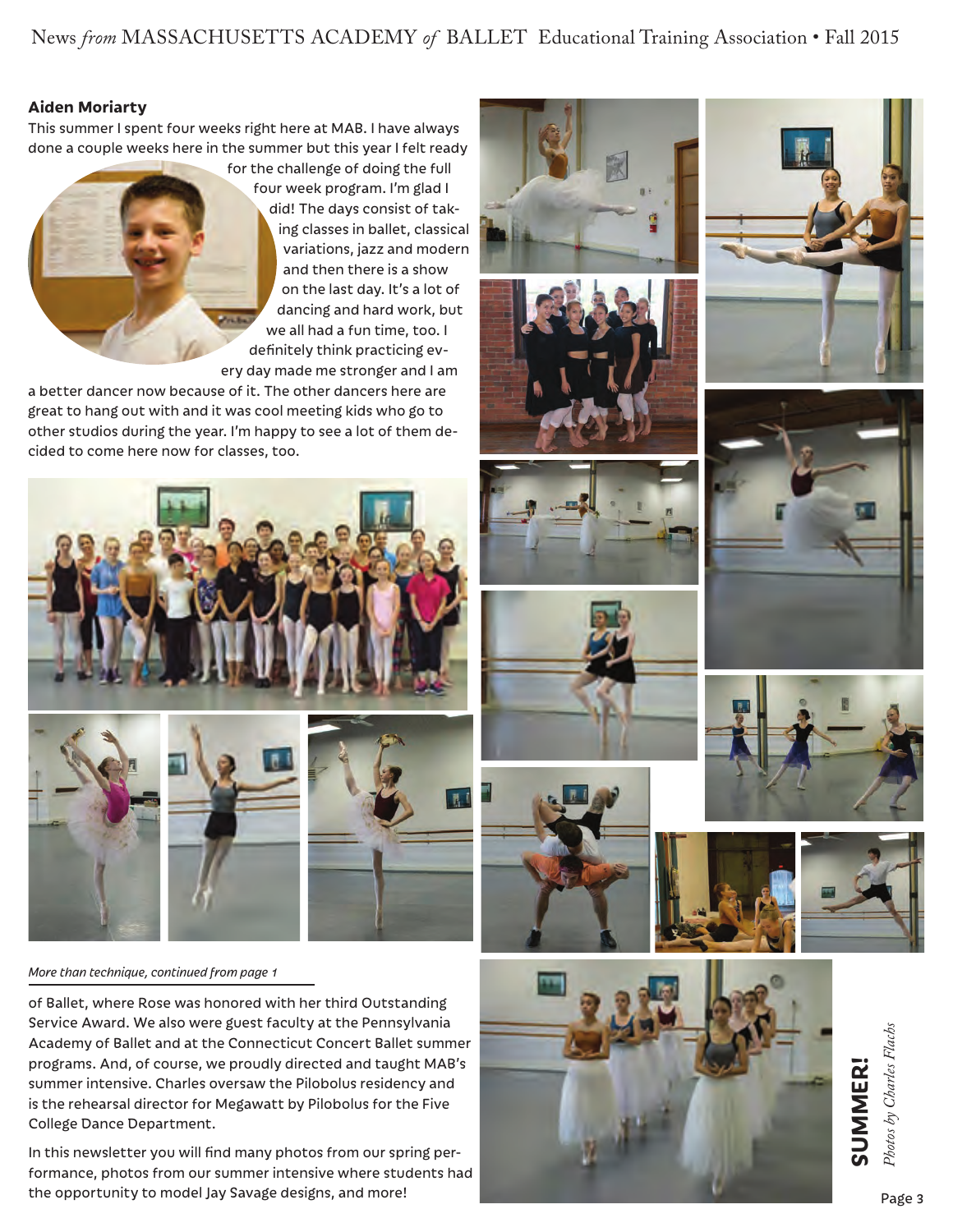### Aiden Moriarty

This summer I spent four weeks right here at MAB. I have always done a couple weeks here in the summer but this year I felt ready for the challenge of doing the full four week program. I'm glad I did! The days consist of taking classes in ballet, classical variations, jazz and modern and then there is a show on the last day. It's a lot of dancing and hard work, but we all had a fun time, too. I definitely think practicing every day made me stronger and I am a better dancer now because of it. The other dancers here are great to hang out with and it was cool meeting kids who go to other studios during the year. I'm happy to see a lot of them decided to come here now for classes, too.

*More than technique, continued from page 1*

of Ballet, where Rose was honored with her third Outstanding Service Award. We also were guest faculty at the Pennsylvania Academy of Ballet and at the Connecticut Concert Ballet summer programs. And, of course, we proudly directed and taught MAB's summer intensive. Charles oversaw the Pilobolus residency and is the rehearsal director for Megawatt by Pilobolus for the Five College Dance Department.

In this newsletter you will find many photos from our spring performance, photos from our summer intensive where students had the opportunity to model Jay Savage designs, and more!

**SUMMER!** *Photos by Charles Flachs*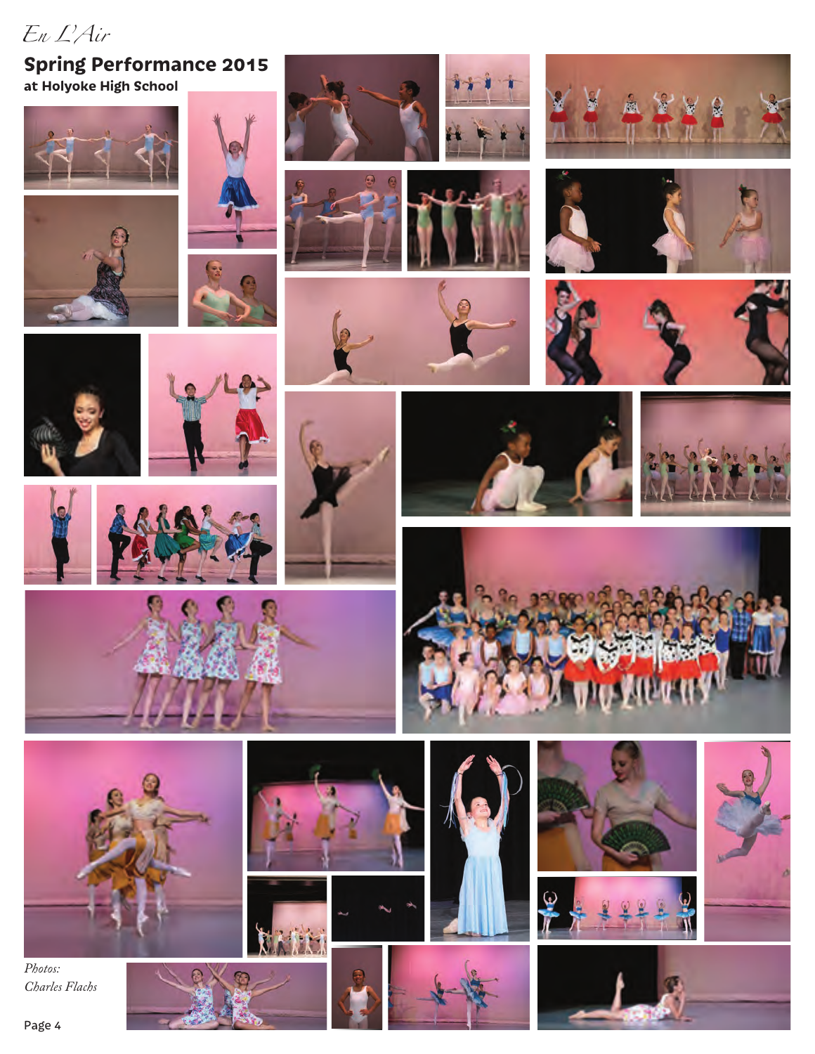## Spring Performance 2015

**at Holyoke High School**

*Photos: Charles Flachs*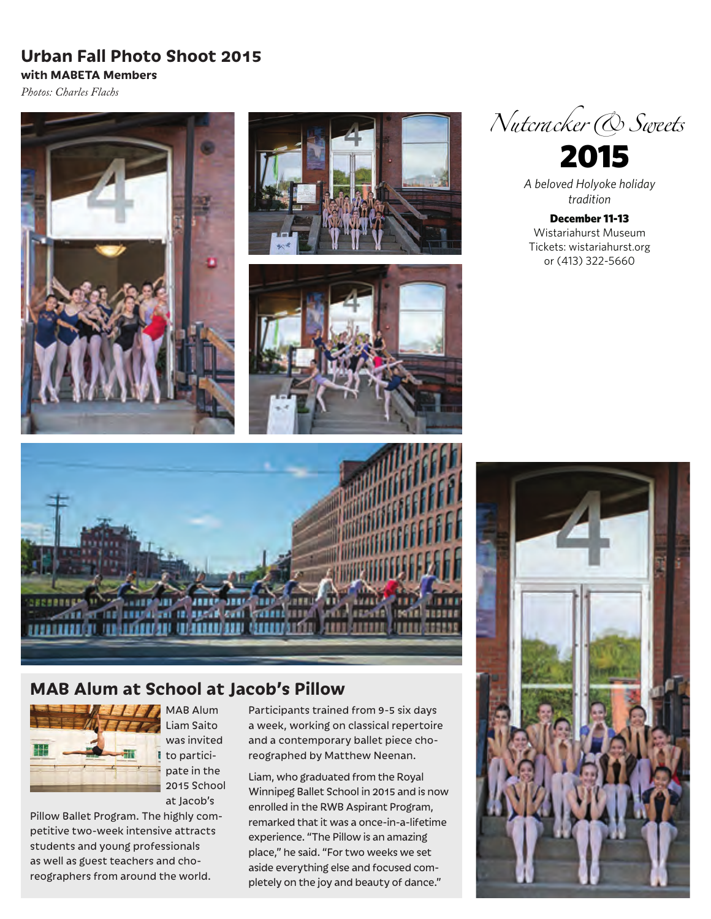## Urban Fall Photo Shoot 2015

**with MABETA Members**

*Photos: Charles Flachs*

*Nutcracker & Sweets*

# 2015

*A beloved Holyoke holiday tradition*

**December 11-13**
Wistariahurst Museum
Tickets: wistariahurst.org
or (413) 322-5660

## MAB Alum at School at Jacob's Pillow

MAB Alum Liam Saito was invited to participate in the 2015 School at Jacob's Pillow Ballet Program. The highly competitive two-week intensive attracts students and young professionals as well as guest teachers and choreographers from around the world.

Participants trained from 9-5 six days a week, working on classical repertoire and a contemporary ballet piece choreographed by Matthew Neenan.

Liam, who graduated from the Royal Winnipeg Ballet School in 2015 and is now enrolled in the RWB Aspirant Program, remarked that it was a once-in-a-lifetime experience. "The Pillow is an amazing place," he said. "For two weeks we set aside everything else and focused completely on the joy and beauty of dance."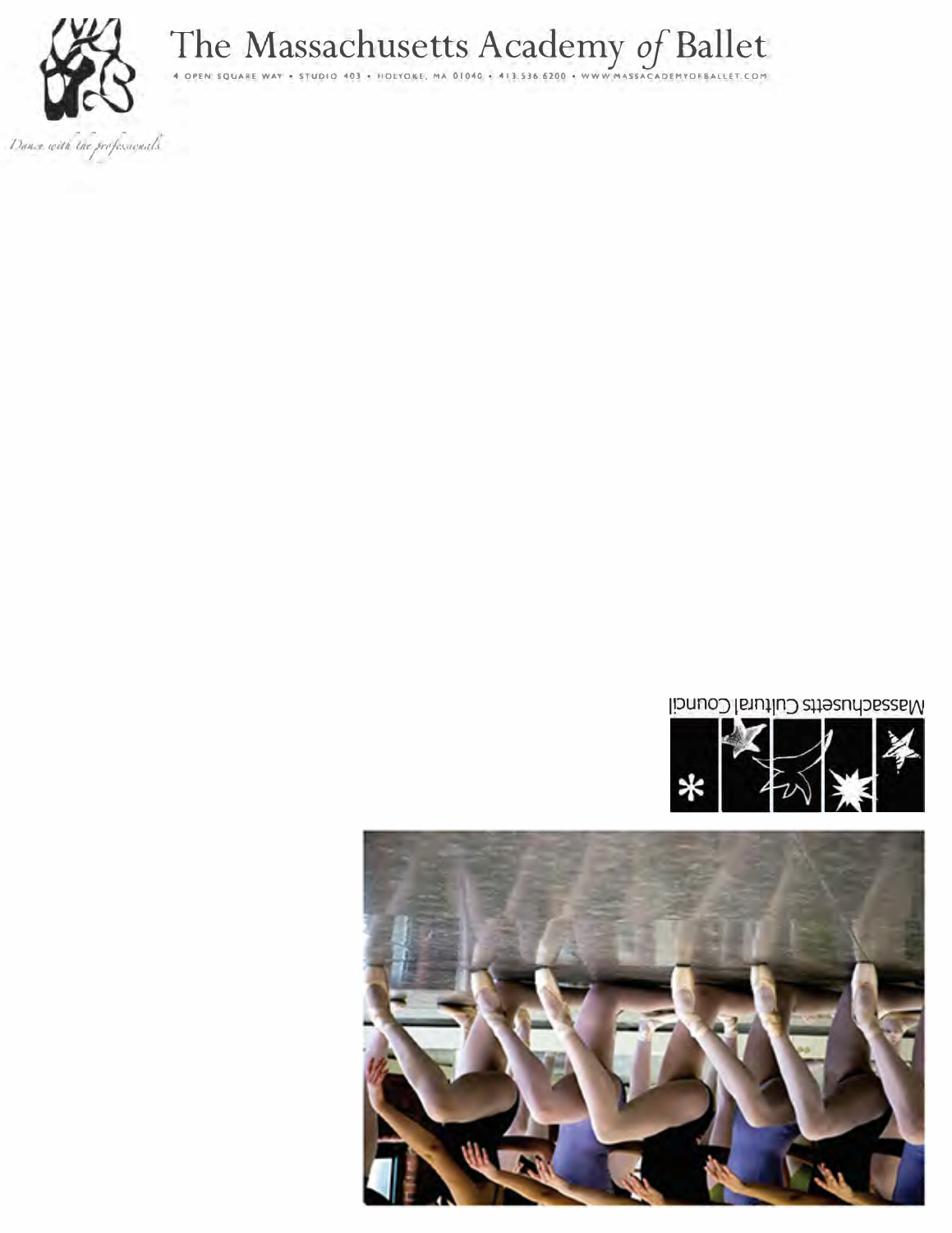# The Massachusetts Academy *of* Ballet

4 OPEN SQUARE WAY • STUDIO 403 • HOLYOKE, MA 01040 • 413.536.6200 • WWW.MASSACADEMYOFBALLET.COM

*Dance with the professionals*

Massachusetts Cultural Council